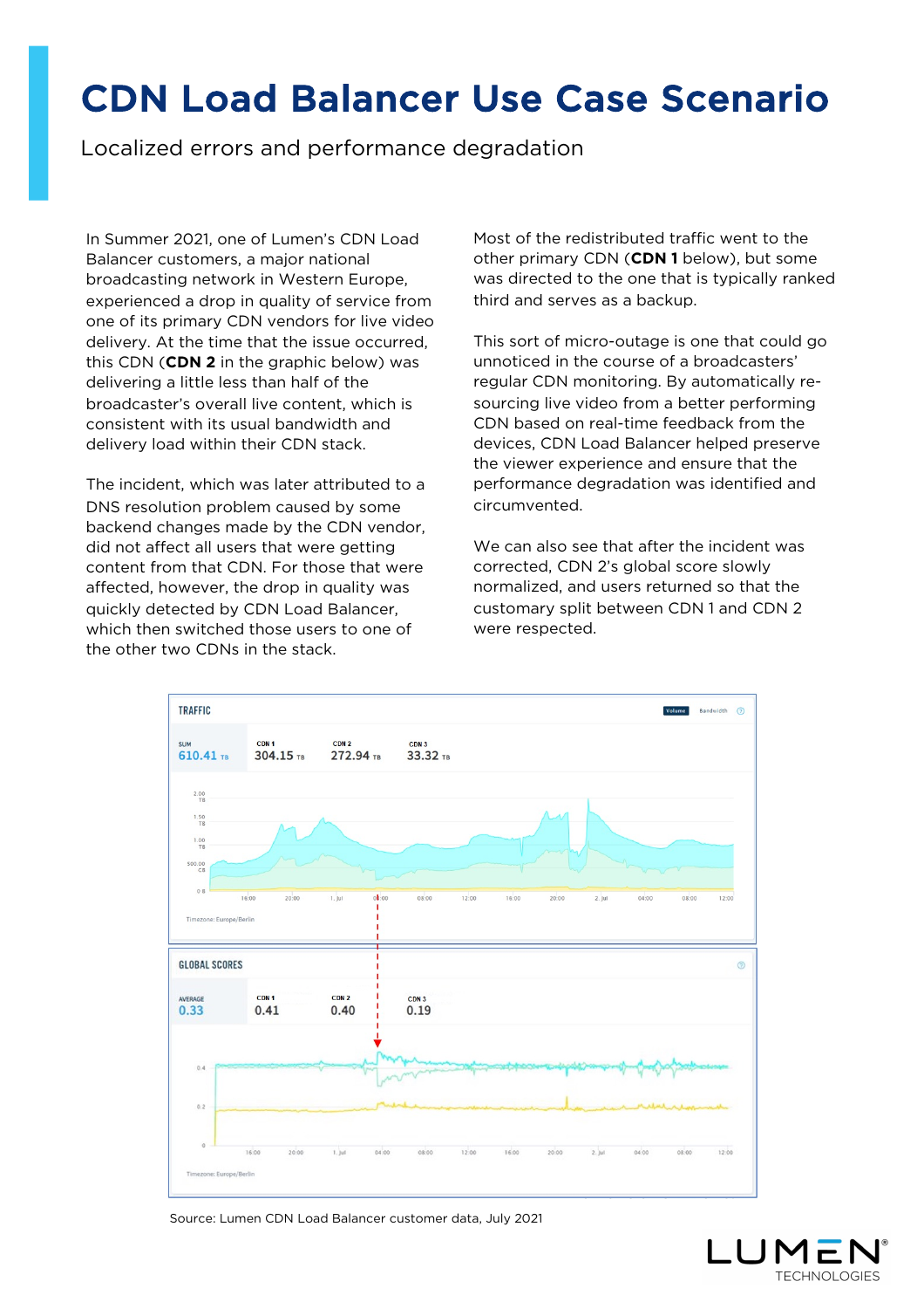# CDN Load Balancer Use Case Scenario

Localized errors and performance degradation

In Summer 2021, one of Lumen's CDN Load Balancer customers, a major national broadcasting network in Western Europe, experienced a drop in quality of service from one of its primary CDN vendors for live video delivery. At the time that the issue occurred, this CDN (**CDN 2** in the graphic below) was delivering a little less than half of the broadcaster's overall live content, which is consistent with its usual bandwidth and delivery load within their CDN stack.

The incident, which was later attributed to a DNS resolution problem caused by some backend changes made by the CDN vendor, did not affect all users that were getting content from that CDN. For those that were affected, however, the drop in quality was quickly detected by CDN Load Balancer, which then switched those users to one of the other two CDNs in the stack.

Most of the redistributed traffic went to the other primary CDN (**CDN 1** below), but some was directed to the one that is typically ranked third and serves as a backup.

This sort of micro-outage is one that could go unnoticed in the course of a broadcasters' regular CDN monitoring. By automatically re-sourcing live video from a better performing CDN based on real-time feedback from the devices, CDN Load Balancer helped preserve the viewer experience and ensure that the performance degradation was identified and circumvented.

We can also see that after the incident was corrected, CDN 2's global score slowly normalized, and users returned so that the customary split between CDN 1 and CDN 2 were respected.

TRAFFIC

| SUM | CDN 1 | CDN 2 | CDN 3 |
|---|---|---|---|
| 610.41 TB | 304.15 TB | 272.94 TB | 33.32 TB |

GLOBAL SCORES

| AVERAGE | CDN 1 | CDN 2 | CDN 3 |
|---|---|---|---|
| 0.33 | 0.41 | 0.40 | 0.19 |

Source: Lumen CDN Load Balancer customer data, July 2021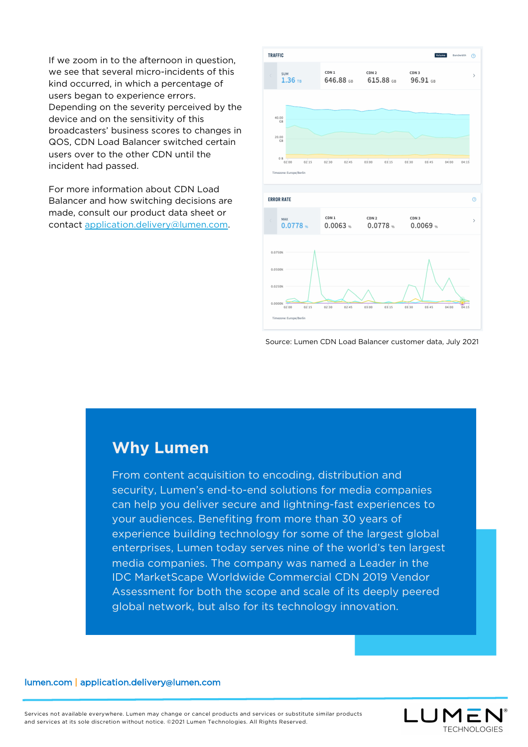If we zoom in to the afternoon in question, we see that several micro-incidents of this kind occurred, in which a percentage of users began to experience errors. Depending on the severity perceived by the device and on the sensitivity of this broadcasters' business scores to changes in QOS, CDN Load Balancer switched certain users over to the other CDN until the incident had passed.

For more information about CDN Load Balancer and how switching decisions are made, consult our product data sheet or contact application.delivery@lumen.com.

TRAFFIC

Volume Bandwidth

SUM 1.36 TB

CDN 1 646.88 GB

CDN 2 615.88 GB

CDN 3 96.91 GB

40.00 GB
20.00 GB
0 B

02:00 02:15 02:30 02:45 03:00 03:15 03:30 03:45 04:00 04:15

Timezone: Europe/Berlin

ERROR RATE

MAX 0.0778 %

CDN 1 0.0063 %

CDN 2 0.0778 %

CDN 3 0.0069 %

0.0750%
0.0500%
0.0250%
0.0000%

02:00 02:15 02:30 02:45 03:00 03:15 03:30 03:45 04:00 04:15

Timezone: Europe/Berlin

Source: Lumen CDN Load Balancer customer data, July 2021

## Why Lumen

From content acquisition to encoding, distribution and security, Lumen's end-to-end solutions for media companies can help you deliver secure and lightning-fast experiences to your audiences. Benefiting from more than 30 years of experience building technology for some of the largest global enterprises, Lumen today serves nine of the world's ten largest media companies. The company was named a Leader in the IDC MarketScape Worldwide Commercial CDN 2019 Vendor Assessment for both the scope and scale of its deeply peered global network, but also for its technology innovation.

lumen.com | application.delivery@lumen.com

Services not available everywhere. Lumen may change or cancel products and services or substitute similar products and services at its sole discretion without notice. ©2021 Lumen Technologies. All Rights Reserved.

LUMEN® TECHNOLOGIES